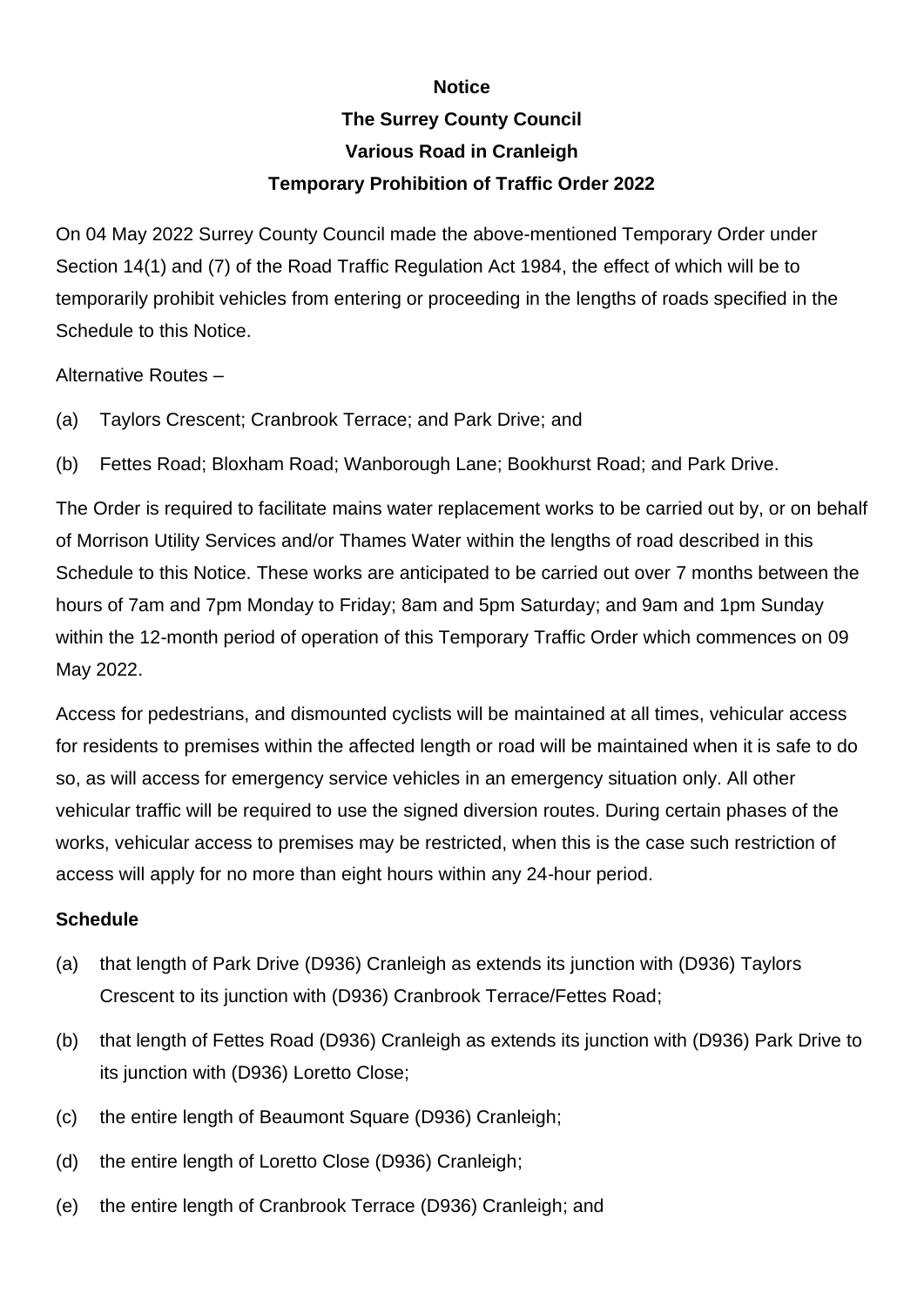**Notice**

**The Surrey County Council**

**Various Road in Cranleigh**

**Temporary Prohibition of Traffic Order 2022**

On 04 May 2022 Surrey County Council made the above-mentioned Temporary Order under Section 14(1) and (7) of the Road Traffic Regulation Act 1984, the effect of which will be to temporarily prohibit vehicles from entering or proceeding in the lengths of roads specified in the Schedule to this Notice.

Alternative Routes –

(a) Taylors Crescent; Cranbrook Terrace; and Park Drive; and

(b) Fettes Road; Bloxham Road; Wanborough Lane; Bookhurst Road; and Park Drive.

The Order is required to facilitate mains water replacement works to be carried out by, or on behalf of Morrison Utility Services and/or Thames Water within the lengths of road described in this Schedule to this Notice. These works are anticipated to be carried out over 7 months between the hours of 7am and 7pm Monday to Friday; 8am and 5pm Saturday; and 9am and 1pm Sunday within the 12-month period of operation of this Temporary Traffic Order which commences on 09 May 2022.

Access for pedestrians, and dismounted cyclists will be maintained at all times, vehicular access for residents to premises within the affected length or road will be maintained when it is safe to do so, as will access for emergency service vehicles in an emergency situation only. All other vehicular traffic will be required to use the signed diversion routes. During certain phases of the works, vehicular access to premises may be restricted, when this is the case such restriction of access will apply for no more than eight hours within any 24-hour period.

**Schedule**

(a) that length of Park Drive (D936) Cranleigh as extends its junction with (D936) Taylors Crescent to its junction with (D936) Cranbrook Terrace/Fettes Road;

(b) that length of Fettes Road (D936) Cranleigh as extends its junction with (D936) Park Drive to its junction with (D936) Loretto Close;

(c) the entire length of Beaumont Square (D936) Cranleigh;

(d) the entire length of Loretto Close (D936) Cranleigh;

(e) the entire length of Cranbrook Terrace (D936) Cranleigh; and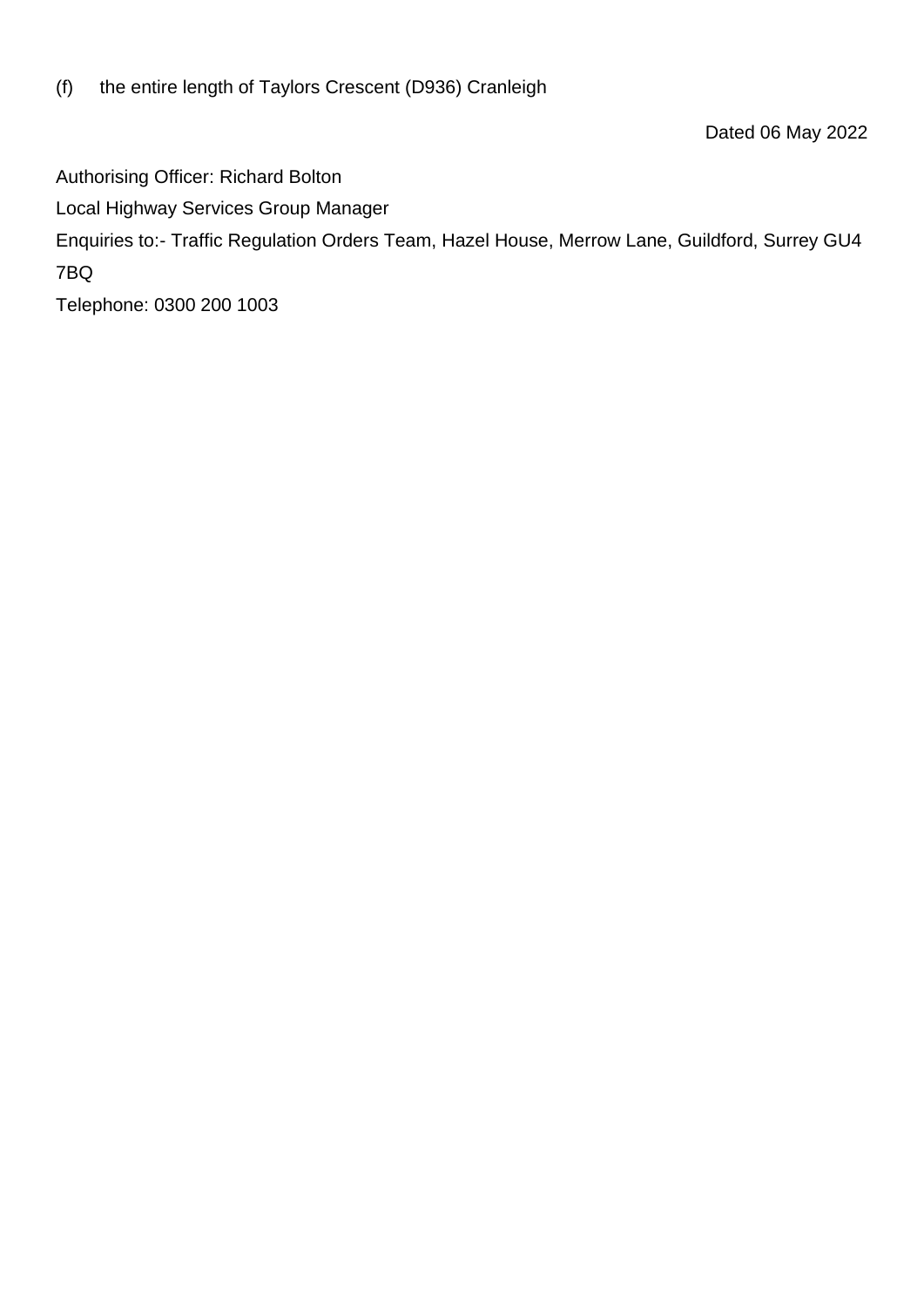(f) the entire length of Taylors Crescent (D936) Cranleigh

Dated 06 May 2022

Authorising Officer: Richard Bolton

Local Highway Services Group Manager

Enquiries to:- Traffic Regulation Orders Team, Hazel House, Merrow Lane, Guildford, Surrey GU4 7BQ

Telephone: 0300 200 1003